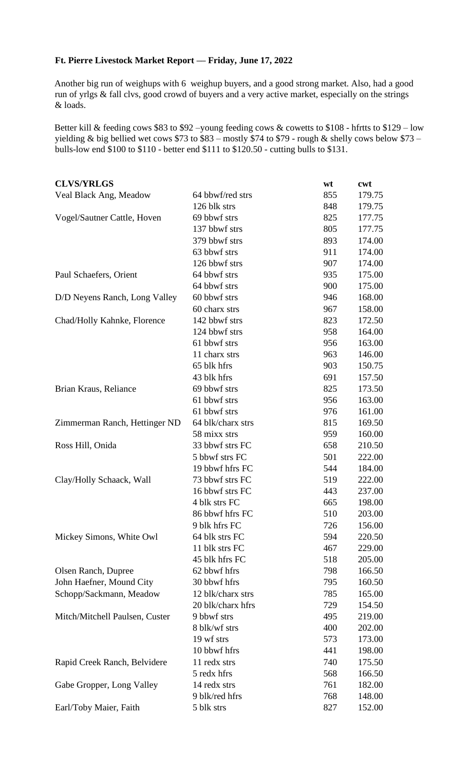**Ft. Pierre Livestock Market Report — Friday, June 17, 2022**

Another big run of weighups with 6 weighup buyers, and a good strong market. Also, had a good run of yrlgs & fall clvs, good crowd of buyers and a very active market, especially on the strings & loads.

Better kill & feeding cows $83 to $92 –young feeding cows & cowetts to $108 - hfrtts to $129 – low yielding & big bellied wet cows $73 to $83 – mostly $74 to $79 - rough & shelly cows below $73 – bulls-low end $100 to $110 - better end $111 to $120.50 - cutting bulls to $131.

| **CLVS/YRLGS** | | wt | cwt |
|---|---|---|---|
| Veal Black Ang, Meadow | 64 bbwf/red strs | 855 | 179.75 |
| | 126 blk strs | 848 | 179.75 |
| Vogel/Sautner Cattle, Hoven | 69 bbwf strs | 825 | 177.75 |
| | 137 bbwf strs | 805 | 177.75 |
| | 379 bbwf strs | 893 | 174.00 |
| | 63 bbwf strs | 911 | 174.00 |
| | 126 bbwf strs | 907 | 174.00 |
| Paul Schaefers, Orient | 64 bbwf strs | 935 | 175.00 |
| | 64 bbwf strs | 900 | 175.00 |
| D/D Neyens Ranch, Long Valley | 60 bbwf strs | 946 | 168.00 |
| | 60 charx strs | 967 | 158.00 |
| Chad/Holly Kahnke, Florence | 142 bbwf strs | 823 | 172.50 |
| | 124 bbwf strs | 958 | 164.00 |
| | 61 bbwf strs | 956 | 163.00 |
| | 11 charx strs | 963 | 146.00 |
| | 65 blk hfrs | 903 | 150.75 |
| | 43 blk hfrs | 691 | 157.50 |
| Brian Kraus, Reliance | 69 bbwf strs | 825 | 173.50 |
| | 61 bbwf strs | 956 | 163.00 |
| | 61 bbwf strs | 976 | 161.00 |
| Zimmerman Ranch, Hettinger ND | 64 blk/charx strs | 815 | 169.50 |
| | 58 mixx strs | 959 | 160.00 |
| Ross Hill, Onida | 33 bbwf strs FC | 658 | 210.50 |
| | 5 bbwf strs FC | 501 | 222.00 |
| | 19 bbwf hfrs FC | 544 | 184.00 |
| Clay/Holly Schaack, Wall | 73 bbwf strs FC | 519 | 222.00 |
| | 16 bbwf strs FC | 443 | 237.00 |
| | 4 blk strs FC | 665 | 198.00 |
| | 86 bbwf hfrs FC | 510 | 203.00 |
| | 9 blk hfrs FC | 726 | 156.00 |
| Mickey Simons, White Owl | 64 blk strs FC | 594 | 220.50 |
| | 11 blk strs FC | 467 | 229.00 |
| | 45 blk hfrs FC | 518 | 205.00 |
| Olsen Ranch, Dupree | 62 bbwf hfrs | 798 | 166.50 |
| John Haefner, Mound City | 30 bbwf hfrs | 795 | 160.50 |
| Schopp/Sackmann, Meadow | 12 blk/charx strs | 785 | 165.00 |
| | 20 blk/charx hfrs | 729 | 154.50 |
| Mitch/Mitchell Paulsen, Custer | 9 bbwf strs | 495 | 219.00 |
| | 8 blk/wf strs | 400 | 202.00 |
| | 19 wf strs | 573 | 173.00 |
| | 10 bbwf hfrs | 441 | 198.00 |
| Rapid Creek Ranch, Belvidere | 11 redx strs | 740 | 175.50 |
| | 5 redx hfrs | 568 | 166.50 |
| Gabe Gropper, Long Valley | 14 redx strs | 761 | 182.00 |
| | 9 blk/red hfrs | 768 | 148.00 |
| Earl/Toby Maier, Faith | 5 blk strs | 827 | 152.00 |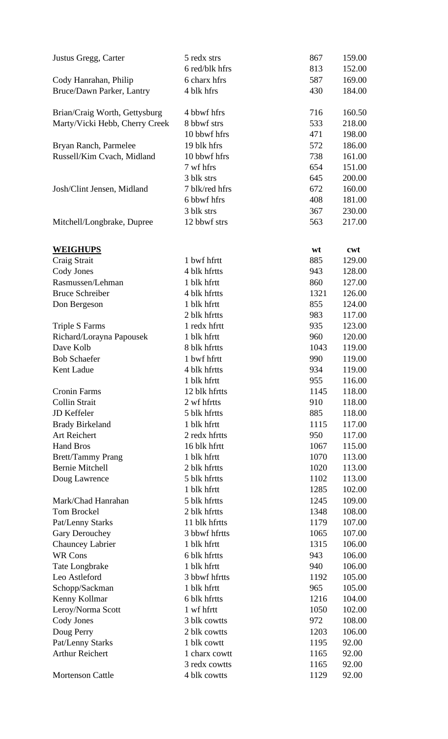| | | | |
|---|---|---|---|
| Justus Gregg, Carter | 5 redx strs | 867 | 159.00 |
| | 6 red/blk hfrs | 813 | 152.00 |
| Cody Hanrahan, Philip | 6 charx hfrs | 587 | 169.00 |
| Bruce/Dawn Parker, Lantry | 4 blk hfrs | 430 | 184.00 |
| Brian/Craig Worth, Gettysburg | 4 bbwf hfrs | 716 | 160.50 |
| Marty/Vicki Hebb, Cherry Creek | 8 bbwf strs | 533 | 218.00 |
| | 10 bbwf hfrs | 471 | 198.00 |
| Bryan Ranch, Parmelee | 19 blk hfrs | 572 | 186.00 |
| Russell/Kim Cvach, Midland | 10 bbwf hfrs | 738 | 161.00 |
| | 7 wf hfrs | 654 | 151.00 |
| | 3 blk strs | 645 | 200.00 |
| Josh/Clint Jensen, Midland | 7 blk/red hfrs | 672 | 160.00 |
| | 6 bbwf hfrs | 408 | 181.00 |
| | 3 blk strs | 367 | 230.00 |
| Mitchell/Longbrake, Dupree | 12 bbwf strs | 563 | 217.00 |

| **WEIGHUPS** | | wt | cwt |
|---|---|---|---|
| Craig Strait | 1 bwf hfrtt | 885 | 129.00 |
| Cody Jones | 4 blk hfrtts | 943 | 128.00 |
| Rasmussen/Lehman | 1 blk hfrtt | 860 | 127.00 |
| Bruce Schreiber | 4 blk hfrtts | 1321 | 126.00 |
| Don Bergeson | 1 blk hfrtt | 855 | 124.00 |
| | 2 blk hfrtts | 983 | 117.00 |
| Triple S Farms | 1 redx hfrtt | 935 | 123.00 |
| Richard/Lorayna Papousek | 1 blk hfrtt | 960 | 120.00 |
| Dave Kolb | 8 blk hfrtts | 1043 | 119.00 |
| Bob Schaefer | 1 bwf hfrtt | 990 | 119.00 |
| Kent Ladue | 4 blk hfrtts | 934 | 119.00 |
| | 1 blk hfrtt | 955 | 116.00 |
| Cronin Farms | 12 blk hfrtts | 1145 | 118.00 |
| Collin Strait | 2 wf hfrtts | 910 | 118.00 |
| JD Keffeler | 5 blk hfrtts | 885 | 118.00 |
| Brady Birkeland | 1 blk hfrtt | 1115 | 117.00 |
| Art Reichert | 2 redx hfrtts | 950 | 117.00 |
| Hand Bros | 16 blk hfrtt | 1067 | 115.00 |
| Brett/Tammy Prang | 1 blk hfrtt | 1070 | 113.00 |
| Bernie Mitchell | 2 blk hfrtts | 1020 | 113.00 |
| Doug Lawrence | 5 blk hfrtts | 1102 | 113.00 |
| | 1 blk hfrtt | 1285 | 102.00 |
| Mark/Chad Hanrahan | 5 blk hfrtts | 1245 | 109.00 |
| Tom Brockel | 2 blk hfrtts | 1348 | 108.00 |
| Pat/Lenny Starks | 11 blk hfrtts | 1179 | 107.00 |
| Gary Derouchey | 3 bbwf hfrtts | 1065 | 107.00 |
| Chauncey Labrier | 1 blk hfrtt | 1315 | 106.00 |
| WR Cons | 6 blk hfrtts | 943 | 106.00 |
| Tate Longbrake | 1 blk hfrtt | 940 | 106.00 |
| Leo Astleford | 3 bbwf hfrtts | 1192 | 105.00 |
| Schopp/Sackman | 1 blk hfrtt | 965 | 105.00 |
| Kenny Kollmar | 6 blk hfrtts | 1216 | 104.00 |
| Leroy/Norma Scott | 1 wf hfrtt | 1050 | 102.00 |
| Cody Jones | 3 blk cowtts | 972 | 108.00 |
| Doug Perry | 2 blk cowtts | 1203 | 106.00 |
| Pat/Lenny Starks | 1 blk cowtt | 1195 | 92.00 |
| Arthur Reichert | 1 charx cowtt | 1165 | 92.00 |
| | 3 redx cowtts | 1165 | 92.00 |
| Mortenson Cattle | 4 blk cowtts | 1129 | 92.00 |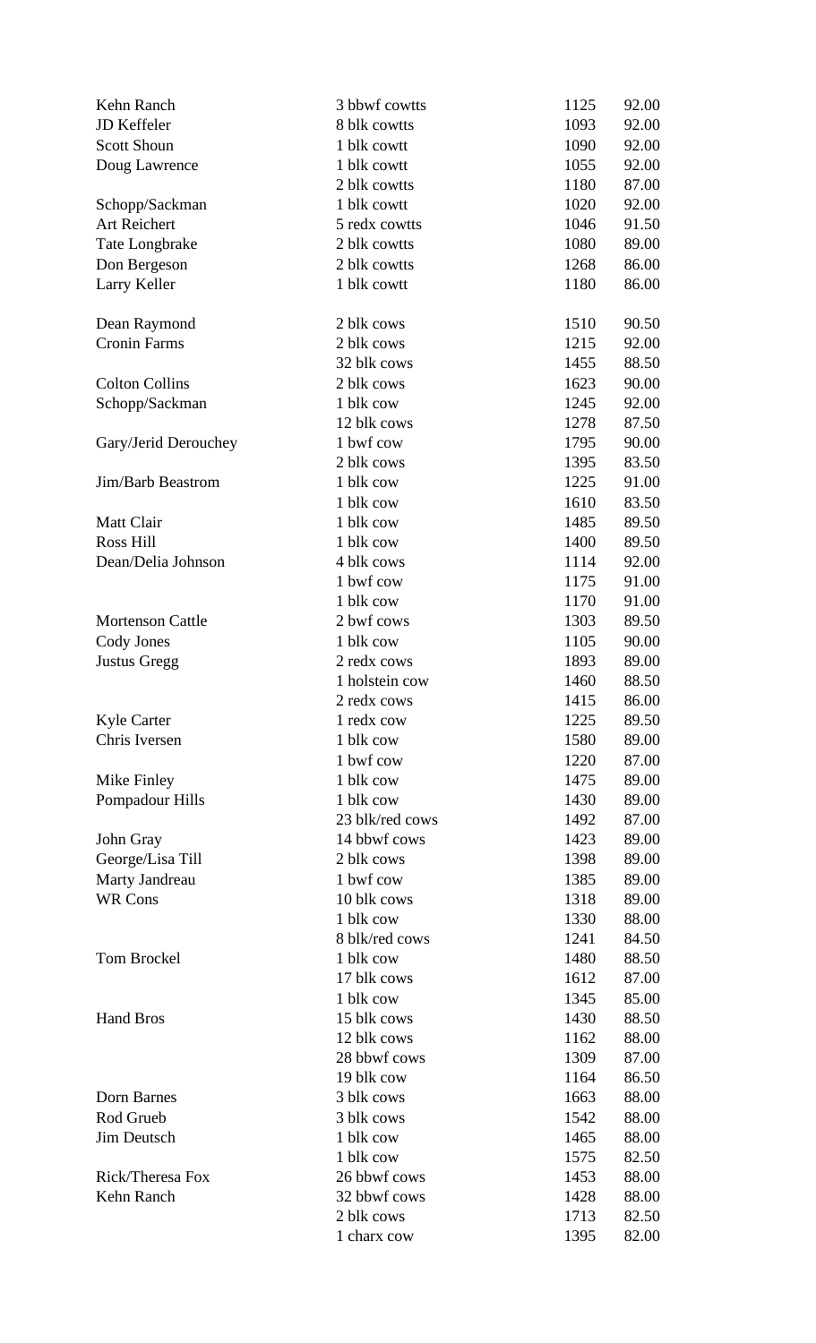| | | | |
|---|---|---|---|
| Kehn Ranch | 3 bbwf cowtts | 1125 | 92.00 |
| JD Keffeler | 8 blk cowtts | 1093 | 92.00 |
| Scott Shoun | 1 blk cowtt | 1090 | 92.00 |
| Doug Lawrence | 1 blk cowtt | 1055 | 92.00 |
| | 2 blk cowtts | 1180 | 87.00 |
| Schopp/Sackman | 1 blk cowtt | 1020 | 92.00 |
| Art Reichert | 5 redx cowtts | 1046 | 91.50 |
| Tate Longbrake | 2 blk cowtts | 1080 | 89.00 |
| Don Bergeson | 2 blk cowtts | 1268 | 86.00 |
| Larry Keller | 1 blk cowtt | 1180 | 86.00 |
| | | | |
| Dean Raymond | 2 blk cows | 1510 | 90.50 |
| Cronin Farms | 2 blk cows | 1215 | 92.00 |
| | 32 blk cows | 1455 | 88.50 |
| Colton Collins | 2 blk cows | 1623 | 90.00 |
| Schopp/Sackman | 1 blk cow | 1245 | 92.00 |
| | 12 blk cows | 1278 | 87.50 |
| Gary/Jerid Derouchey | 1 bwf cow | 1795 | 90.00 |
| | 2 blk cows | 1395 | 83.50 |
| Jim/Barb Beastrom | 1 blk cow | 1225 | 91.00 |
| | 1 blk cow | 1610 | 83.50 |
| Matt Clair | 1 blk cow | 1485 | 89.50 |
| Ross Hill | 1 blk cow | 1400 | 89.50 |
| Dean/Delia Johnson | 4 blk cows | 1114 | 92.00 |
| | 1 bwf cow | 1175 | 91.00 |
| | 1 blk cow | 1170 | 91.00 |
| Mortenson Cattle | 2 bwf cows | 1303 | 89.50 |
| Cody Jones | 1 blk cow | 1105 | 90.00 |
| Justus Gregg | 2 redx cows | 1893 | 89.00 |
| | 1 holstein cow | 1460 | 88.50 |
| | 2 redx cows | 1415 | 86.00 |
| Kyle Carter | 1 redx cow | 1225 | 89.50 |
| Chris Iversen | 1 blk cow | 1580 | 89.00 |
| | 1 bwf cow | 1220 | 87.00 |
| Mike Finley | 1 blk cow | 1475 | 89.00 |
| Pompadour Hills | 1 blk cow | 1430 | 89.00 |
| | 23 blk/red cows | 1492 | 87.00 |
| John Gray | 14 bbwf cows | 1423 | 89.00 |
| George/Lisa Till | 2 blk cows | 1398 | 89.00 |
| Marty Jandreau | 1 bwf cow | 1385 | 89.00 |
| WR Cons | 10 blk cows | 1318 | 89.00 |
| | 1 blk cow | 1330 | 88.00 |
| | 8 blk/red cows | 1241 | 84.50 |
| Tom Brockel | 1 blk cow | 1480 | 88.50 |
| | 17 blk cows | 1612 | 87.00 |
| | 1 blk cow | 1345 | 85.00 |
| Hand Bros | 15 blk cows | 1430 | 88.50 |
| | 12 blk cows | 1162 | 88.00 |
| | 28 bbwf cows | 1309 | 87.00 |
| | 19 blk cow | 1164 | 86.50 |
| Dorn Barnes | 3 blk cows | 1663 | 88.00 |
| Rod Grueb | 3 blk cows | 1542 | 88.00 |
| Jim Deutsch | 1 blk cow | 1465 | 88.00 |
| | 1 blk cow | 1575 | 82.50 |
| Rick/Theresa Fox | 26 bbwf cows | 1453 | 88.00 |
| Kehn Ranch | 32 bbwf cows | 1428 | 88.00 |
| | 2 blk cows | 1713 | 82.50 |
| | 1 charx cow | 1395 | 82.00 |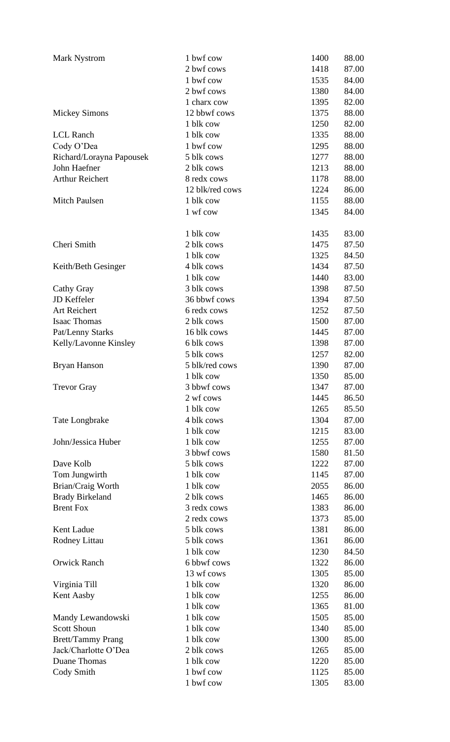| | | | |
|---|---|---|---|
| Mark Nystrom | 1 bwf cow | 1400 | 88.00 |
| | 2 bwf cows | 1418 | 87.00 |
| | 1 bwf cow | 1535 | 84.00 |
| | 2 bwf cows | 1380 | 84.00 |
| | 1 charx cow | 1395 | 82.00 |
| Mickey Simons | 12 bbwf cows | 1375 | 88.00 |
| | 1 blk cow | 1250 | 82.00 |
| LCL Ranch | 1 blk cow | 1335 | 88.00 |
| Cody O'Dea | 1 bwf cow | 1295 | 88.00 |
| Richard/Lorayna Papousek | 5 blk cows | 1277 | 88.00 |
| John Haefner | 2 blk cows | 1213 | 88.00 |
| Arthur Reichert | 8 redx cows | 1178 | 88.00 |
| | 12 blk/red cows | 1224 | 86.00 |
| Mitch Paulsen | 1 blk cow | 1155 | 88.00 |
| | 1 wf cow | 1345 | 84.00 |
| | | | |
| | 1 blk cow | 1435 | 83.00 |
| Cheri Smith | 2 blk cows | 1475 | 87.50 |
| | 1 blk cow | 1325 | 84.50 |
| Keith/Beth Gesinger | 4 blk cows | 1434 | 87.50 |
| | 1 blk cow | 1440 | 83.00 |
| Cathy Gray | 3 blk cows | 1398 | 87.50 |
| JD Keffeler | 36 bbwf cows | 1394 | 87.50 |
| Art Reichert | 6 redx cows | 1252 | 87.50 |
| Isaac Thomas | 2 blk cows | 1500 | 87.00 |
| Pat/Lenny Starks | 16 blk cows | 1445 | 87.00 |
| Kelly/Lavonne Kinsley | 6 blk cows | 1398 | 87.00 |
| | 5 blk cows | 1257 | 82.00 |
| Bryan Hanson | 5 blk/red cows | 1390 | 87.00 |
| | 1 blk cow | 1350 | 85.00 |
| Trevor Gray | 3 bbwf cows | 1347 | 87.00 |
| | 2 wf cows | 1445 | 86.50 |
| | 1 blk cow | 1265 | 85.50 |
| Tate Longbrake | 4 blk cows | 1304 | 87.00 |
| | 1 blk cow | 1215 | 83.00 |
| John/Jessica Huber | 1 blk cow | 1255 | 87.00 |
| | 3 bbwf cows | 1580 | 81.50 |
| Dave Kolb | 5 blk cows | 1222 | 87.00 |
| Tom Jungwirth | 1 blk cow | 1145 | 87.00 |
| Brian/Craig Worth | 1 blk cow | 2055 | 86.00 |
| Brady Birkeland | 2 blk cows | 1465 | 86.00 |
| Brent Fox | 3 redx cows | 1383 | 86.00 |
| | 2 redx cows | 1373 | 85.00 |
| Kent Ladue | 5 blk cows | 1381 | 86.00 |
| Rodney Littau | 5 blk cows | 1361 | 86.00 |
| | 1 blk cow | 1230 | 84.50 |
| Orwick Ranch | 6 bbwf cows | 1322 | 86.00 |
| | 13 wf cows | 1305 | 85.00 |
| Virginia Till | 1 blk cow | 1320 | 86.00 |
| Kent Aasby | 1 blk cow | 1255 | 86.00 |
| | 1 blk cow | 1365 | 81.00 |
| Mandy Lewandowski | 1 blk cow | 1505 | 85.00 |
| Scott Shoun | 1 blk cow | 1340 | 85.00 |
| Brett/Tammy Prang | 1 blk cow | 1300 | 85.00 |
| Jack/Charlotte O'Dea | 2 blk cows | 1265 | 85.00 |
| Duane Thomas | 1 blk cow | 1220 | 85.00 |
| Cody Smith | 1 bwf cow | 1125 | 85.00 |
| | 1 bwf cow | 1305 | 83.00 |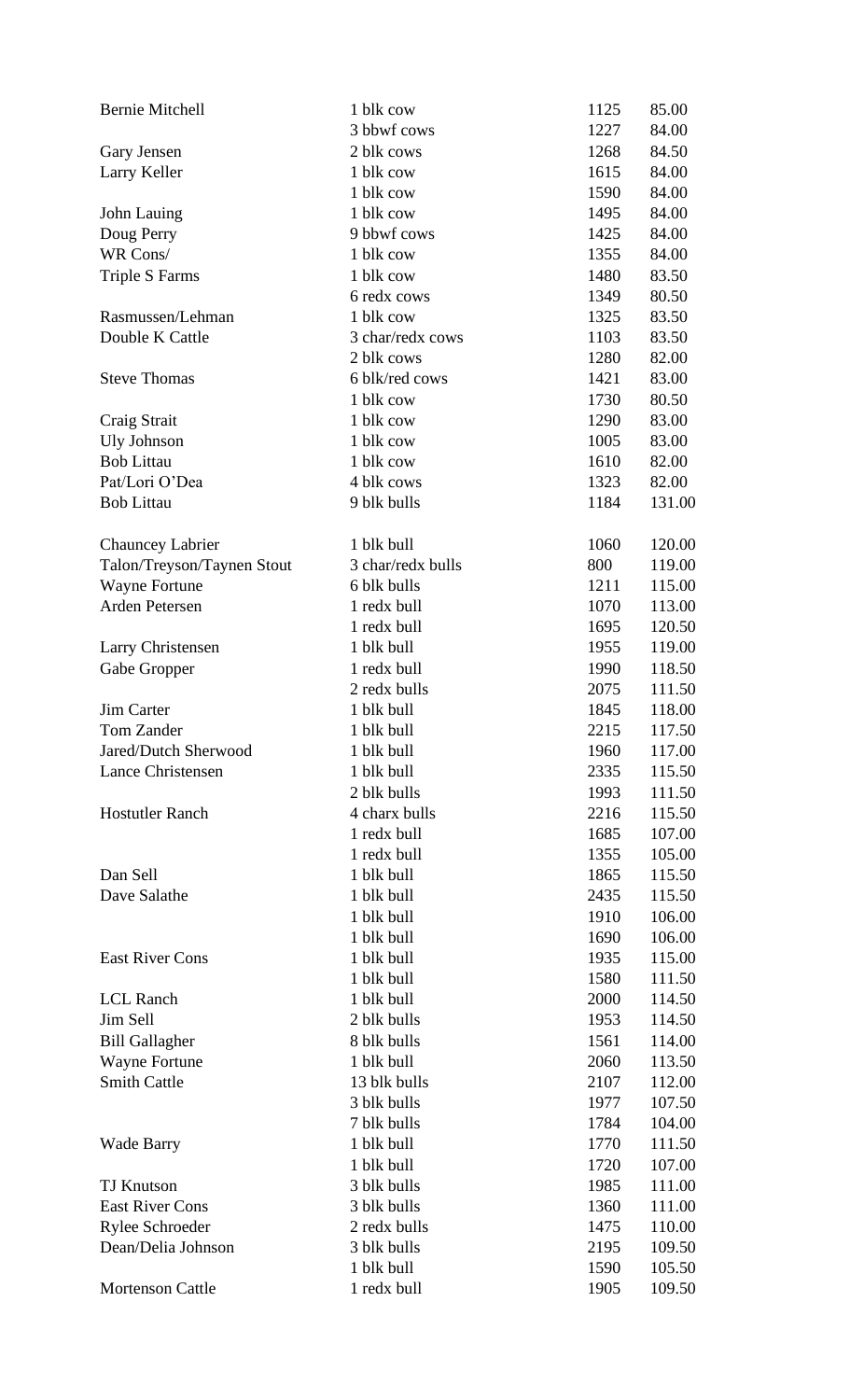| | | | |
|---|---|---|---|
| Bernie Mitchell | 1 blk cow | 1125 | 85.00 |
| | 3 bbwf cows | 1227 | 84.00 |
| Gary Jensen | 2 blk cows | 1268 | 84.50 |
| Larry Keller | 1 blk cow | 1615 | 84.00 |
| | 1 blk cow | 1590 | 84.00 |
| John Lauing | 1 blk cow | 1495 | 84.00 |
| Doug Perry | 9 bbwf cows | 1425 | 84.00 |
| WR Cons/ | 1 blk cow | 1355 | 84.00 |
| Triple S Farms | 1 blk cow | 1480 | 83.50 |
| | 6 redx cows | 1349 | 80.50 |
| Rasmussen/Lehman | 1 blk cow | 1325 | 83.50 |
| Double K Cattle | 3 char/redx cows | 1103 | 83.50 |
| | 2 blk cows | 1280 | 82.00 |
| Steve Thomas | 6 blk/red cows | 1421 | 83.00 |
| | 1 blk cow | 1730 | 80.50 |
| Craig Strait | 1 blk cow | 1290 | 83.00 |
| Uly Johnson | 1 blk cow | 1005 | 83.00 |
| Bob Littau | 1 blk cow | 1610 | 82.00 |
| Pat/Lori O'Dea | 4 blk cows | 1323 | 82.00 |
| Bob Littau | 9 blk bulls | 1184 | 131.00 |
| | | | |
| Chauncey Labrier | 1 blk bull | 1060 | 120.00 |
| Talon/Treyson/Taynen Stout | 3 char/redx bulls | 800 | 119.00 |
| Wayne Fortune | 6 blk bulls | 1211 | 115.00 |
| Arden Petersen | 1 redx bull | 1070 | 113.00 |
| | 1 redx bull | 1695 | 120.50 |
| Larry Christensen | 1 blk bull | 1955 | 119.00 |
| Gabe Gropper | 1 redx bull | 1990 | 118.50 |
| | 2 redx bulls | 2075 | 111.50 |
| Jim Carter | 1 blk bull | 1845 | 118.00 |
| Tom Zander | 1 blk bull | 2215 | 117.50 |
| Jared/Dutch Sherwood | 1 blk bull | 1960 | 117.00 |
| Lance Christensen | 1 blk bull | 2335 | 115.50 |
| | 2 blk bulls | 1993 | 111.50 |
| Hostutler Ranch | 4 charx bulls | 2216 | 115.50 |
| | 1 redx bull | 1685 | 107.00 |
| | 1 redx bull | 1355 | 105.00 |
| Dan Sell | 1 blk bull | 1865 | 115.50 |
| Dave Salathe | 1 blk bull | 2435 | 115.50 |
| | 1 blk bull | 1910 | 106.00 |
| | 1 blk bull | 1690 | 106.00 |
| East River Cons | 1 blk bull | 1935 | 115.00 |
| | 1 blk bull | 1580 | 111.50 |
| LCL Ranch | 1 blk bull | 2000 | 114.50 |
| Jim Sell | 2 blk bulls | 1953 | 114.50 |
| Bill Gallagher | 8 blk bulls | 1561 | 114.00 |
| Wayne Fortune | 1 blk bull | 2060 | 113.50 |
| Smith Cattle | 13 blk bulls | 2107 | 112.00 |
| | 3 blk bulls | 1977 | 107.50 |
| | 7 blk bulls | 1784 | 104.00 |
| Wade Barry | 1 blk bull | 1770 | 111.50 |
| | 1 blk bull | 1720 | 107.00 |
| TJ Knutson | 3 blk bulls | 1985 | 111.00 |
| East River Cons | 3 blk bulls | 1360 | 111.00 |
| Rylee Schroeder | 2 redx bulls | 1475 | 110.00 |
| Dean/Delia Johnson | 3 blk bulls | 2195 | 109.50 |
| | 1 blk bull | 1590 | 105.50 |
| Mortenson Cattle | 1 redx bull | 1905 | 109.50 |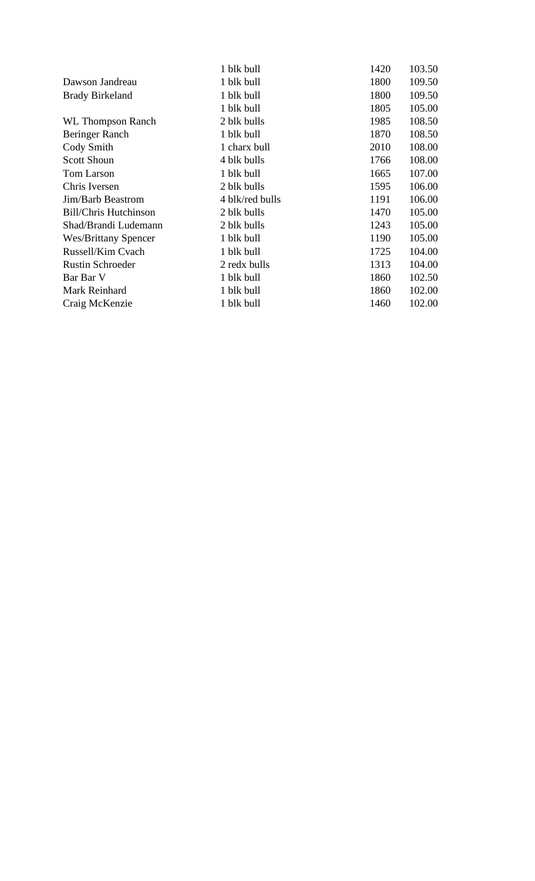| | | | |
|---|---|---|---|
| | 1 blk bull | 1420 | 103.50 |
| Dawson Jandreau | 1 blk bull | 1800 | 109.50 |
| Brady Birkeland | 1 blk bull | 1800 | 109.50 |
| | 1 blk bull | 1805 | 105.00 |
| WL Thompson Ranch | 2 blk bulls | 1985 | 108.50 |
| Beringer Ranch | 1 blk bull | 1870 | 108.50 |
| Cody Smith | 1 charx bull | 2010 | 108.00 |
| Scott Shoun | 4 blk bulls | 1766 | 108.00 |
| Tom Larson | 1 blk bull | 1665 | 107.00 |
| Chris Iversen | 2 blk bulls | 1595 | 106.00 |
| Jim/Barb Beastrom | 4 blk/red bulls | 1191 | 106.00 |
| Bill/Chris Hutchinson | 2 blk bulls | 1470 | 105.00 |
| Shad/Brandi Ludemann | 2 blk bulls | 1243 | 105.00 |
| Wes/Brittany Spencer | 1 blk bull | 1190 | 105.00 |
| Russell/Kim Cvach | 1 blk bull | 1725 | 104.00 |
| Rustin Schroeder | 2 redx bulls | 1313 | 104.00 |
| Bar Bar V | 1 blk bull | 1860 | 102.50 |
| Mark Reinhard | 1 blk bull | 1860 | 102.00 |
| Craig McKenzie | 1 blk bull | 1460 | 102.00 |